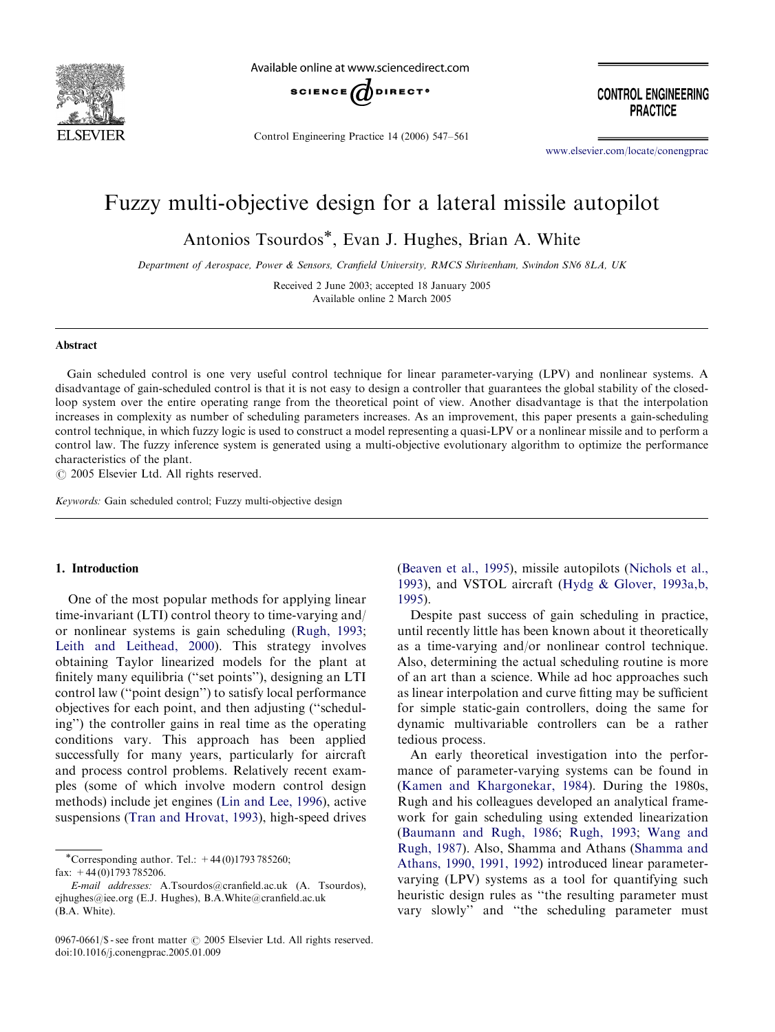# Fuzzy multi-objective design for a lateral missile autopilot

Antonios Tsourdos*, Evan J. Hughes, Brian A. White

*Department of Aerospace, Power & Sensors, Cranfield University, RMCS Shrivenham, Swindon SN6 8LA, UK*

Received 2 June 2003; accepted 18 January 2005
Available online 2 March 2005

## Abstract

Gain scheduled control is one very useful control technique for linear parameter-varying (LPV) and nonlinear systems. A disadvantage of gain-scheduled control is that it is not easy to design a controller that guarantees the global stability of the closed-loop system over the entire operating range from the theoretical point of view. Another disadvantage is that the interpolation increases in complexity as number of scheduling parameters increases. As an improvement, this paper presents a gain-scheduling control technique, in which fuzzy logic is used to construct a model representing a quasi-LPV or a nonlinear missile and to perform a control law. The fuzzy inference system is generated using a multi-objective evolutionary algorithm to optimize the performance characteristics of the plant.

© 2005 Elsevier Ltd. All rights reserved.

*Keywords:* Gain scheduled control; Fuzzy multi-objective design

## 1. Introduction

One of the most popular methods for applying linear time-invariant (LTI) control theory to time-varying and/or nonlinear systems is gain scheduling (Rugh, 1993; Leith and Leithead, 2000). This strategy involves obtaining Taylor linearized models for the plant at finitely many equilibria ("set points"), designing an LTI control law ("point design") to satisfy local performance objectives for each point, and then adjusting ("scheduling") the controller gains in real time as the operating conditions vary. This approach has been applied successfully for many years, particularly for aircraft and process control problems. Relatively recent examples (some of which involve modern control design methods) include jet engines (Lin and Lee, 1996), active suspensions (Tran and Hrovat, 1993), high-speed drives (Beaven et al., 1995), missile autopilots (Nichols et al., 1993), and VSTOL aircraft (Hydg & Glover, 1993a,b, 1995).

Despite past success of gain scheduling in practice, until recently little has been known about it theoretically as a time-varying and/or nonlinear control technique. Also, determining the actual scheduling routine is more of an art than a science. While ad hoc approaches such as linear interpolation and curve fitting may be sufficient for simple static-gain controllers, doing the same for dynamic multivariable controllers can be a rather tedious process.

An early theoretical investigation into the performance of parameter-varying systems can be found in (Kamen and Khargonekar, 1984). During the 1980s, Rugh and his colleagues developed an analytical framework for gain scheduling using extended linearization (Baumann and Rugh, 1986; Rugh, 1993; Wang and Rugh, 1987). Also, Shamma and Athans (Shamma and Athans, 1990, 1991, 1992) introduced linear parameter-varying (LPV) systems as a tool for quantifying such heuristic design rules as "the resulting parameter must vary slowly" and "the scheduling parameter must

*Corresponding author. Tel.: +44(0)1793 785260; fax: +44(0)1793 785206.

*E-mail addresses:* A.Tsourdos@cranfield.ac.uk (A. Tsourdos), ejhughes@iee.org (E.J. Hughes), B.A.White@cranfield.ac.uk (B.A. White).

0967-0661/$ - see front matter © 2005 Elsevier Ltd. All rights reserved.
doi:10.1016/j.conengprac.2005.01.009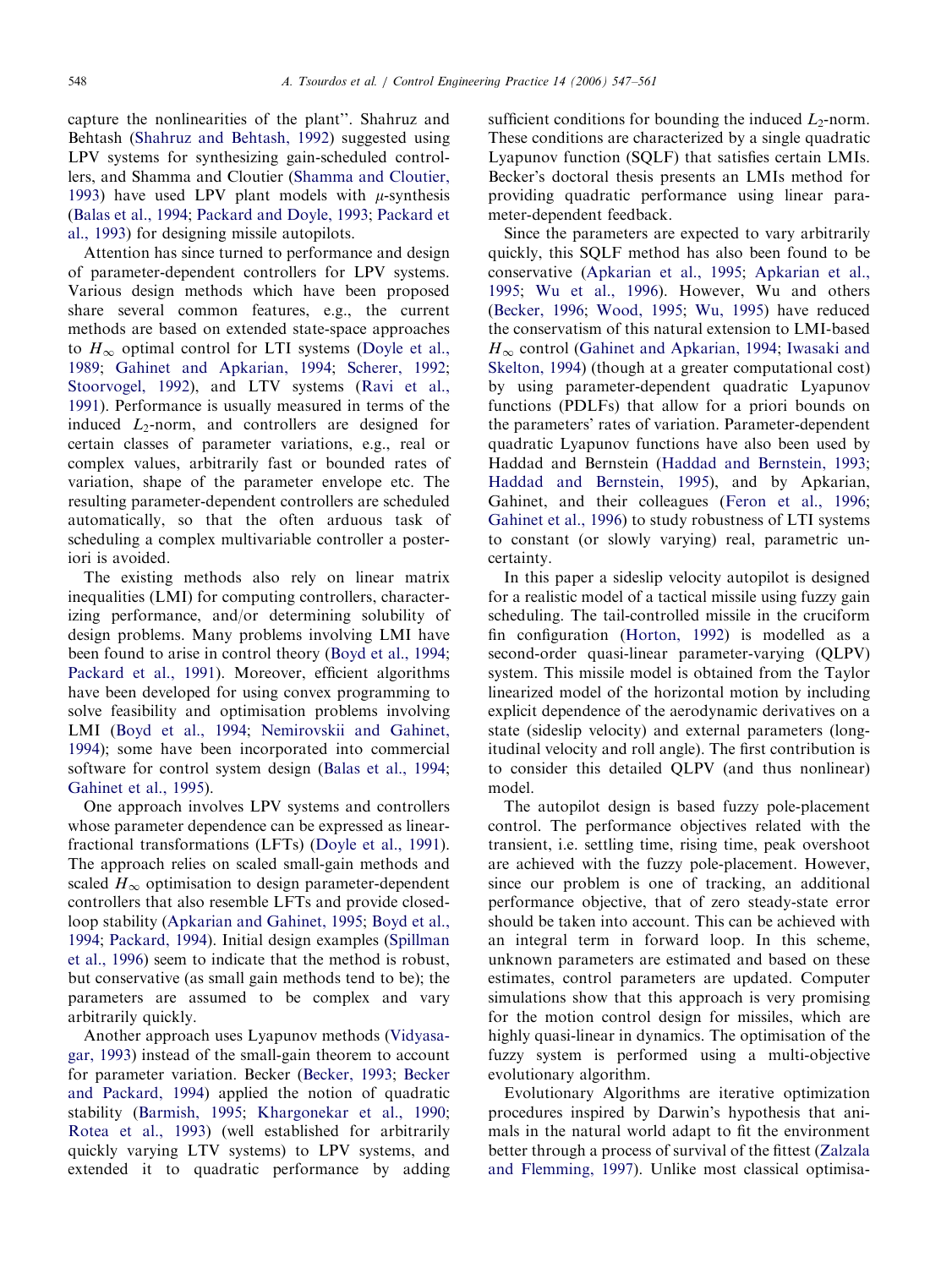capture the nonlinearities of the plant". Shahruz and Behtash (Shahruz and Behtash, 1992) suggested using LPV systems for synthesizing gain-scheduled controllers, and Shamma and Cloutier (Shamma and Cloutier, 1993) have used LPV plant models with $\mu$-synthesis (Balas et al., 1994; Packard and Doyle, 1993; Packard et al., 1993) for designing missile autopilots.

Attention has since turned to performance and design of parameter-dependent controllers for LPV systems. Various design methods which have been proposed share several common features, e.g., the current methods are based on extended state-space approaches to $H_\infty$ optimal control for LTI systems (Doyle et al., 1989; Gahinet and Apkarian, 1994; Scherer, 1992; Stoorvogel, 1992), and LTV systems (Ravi et al., 1991). Performance is usually measured in terms of the induced $L_2$-norm, and controllers are designed for certain classes of parameter variations, e.g., real or complex values, arbitrarily fast or bounded rates of variation, shape of the parameter envelope etc. The resulting parameter-dependent controllers are scheduled automatically, so that the often arduous task of scheduling a complex multivariable controller a posteriori is avoided.

The existing methods also rely on linear matrix inequalities (LMI) for computing controllers, characterizing performance, and/or determining solubility of design problems. Many problems involving LMI have been found to arise in control theory (Boyd et al., 1994; Packard et al., 1991). Moreover, efficient algorithms have been developed for using convex programming to solve feasibility and optimisation problems involving LMI (Boyd et al., 1994; Nemirovskii and Gahinet, 1994); some have been incorporated into commercial software for control system design (Balas et al., 1994; Gahinet et al., 1995).

One approach involves LPV systems and controllers whose parameter dependence can be expressed as linear-fractional transformations (LFTs) (Doyle et al., 1991). The approach relies on scaled small-gain methods and scaled $H_\infty$ optimisation to design parameter-dependent controllers that also resemble LFTs and provide closed-loop stability (Apkarian and Gahinet, 1995; Boyd et al., 1994; Packard, 1994). Initial design examples (Spillman et al., 1996) seem to indicate that the method is robust, but conservative (as small gain methods tend to be); the parameters are assumed to be complex and vary arbitrarily quickly.

Another approach uses Lyapunov methods (Vidyasagar, 1993) instead of the small-gain theorem to account for parameter variation. Becker (Becker, 1993; Becker and Packard, 1994) applied the notion of quadratic stability (Barmish, 1995; Khargonekar et al., 1990; Rotea et al., 1993) (well established for arbitrarily quickly varying LTV systems) to LPV systems, and extended it to quadratic performance by adding sufficient conditions for bounding the induced $L_2$-norm. These conditions are characterized by a single quadratic Lyapunov function (SQLF) that satisfies certain LMIs. Becker's doctoral thesis presents an LMIs method for providing quadratic performance using linear parameter-dependent feedback.

Since the parameters are expected to vary arbitrarily quickly, this SQLF method has also been found to be conservative (Apkarian et al., 1995; Apkarian et al., 1995; Wu et al., 1996). However, Wu and others (Becker, 1996; Wood, 1995; Wu, 1995) have reduced the conservatism of this natural extension to LMI-based $H_\infty$ control (Gahinet and Apkarian, 1994; Iwasaki and Skelton, 1994) (though at a greater computational cost) by using parameter-dependent quadratic Lyapunov functions (PDLFs) that allow for a priori bounds on the parameters' rates of variation. Parameter-dependent quadratic Lyapunov functions have also been used by Haddad and Bernstein (Haddad and Bernstein, 1993; Haddad and Bernstein, 1995), and by Apkarian, Gahinet, and their colleagues (Feron et al., 1996; Gahinet et al., 1996) to study robustness of LTI systems to constant (or slowly varying) real, parametric uncertainty.

In this paper a sideslip velocity autopilot is designed for a realistic model of a tactical missile using fuzzy gain scheduling. The tail-controlled missile in the cruciform fin configuration (Horton, 1992) is modelled as a second-order quasi-linear parameter-varying (QLPV) system. This missile model is obtained from the Taylor linearized model of the horizontal motion by including explicit dependence of the aerodynamic derivatives on a state (sideslip velocity) and external parameters (longitudinal velocity and roll angle). The first contribution is to consider this detailed QLPV (and thus nonlinear) model.

The autopilot design is based fuzzy pole-placement control. The performance objectives related with the transient, i.e. settling time, rising time, peak overshoot are achieved with the fuzzy pole-placement. However, since our problem is one of tracking, an additional performance objective, that of zero steady-state error should be taken into account. This can be achieved with an integral term in forward loop. In this scheme, unknown parameters are estimated and based on these estimates, control parameters are updated. Computer simulations show that this approach is very promising for the motion control design for missiles, which are highly quasi-linear in dynamics. The optimisation of the fuzzy system is performed using a multi-objective evolutionary algorithm.

Evolutionary Algorithms are iterative optimization procedures inspired by Darwin's hypothesis that animals in the natural world adapt to fit the environment better through a process of survival of the fittest (Zalzala and Flemming, 1997). Unlike most classical optimisa-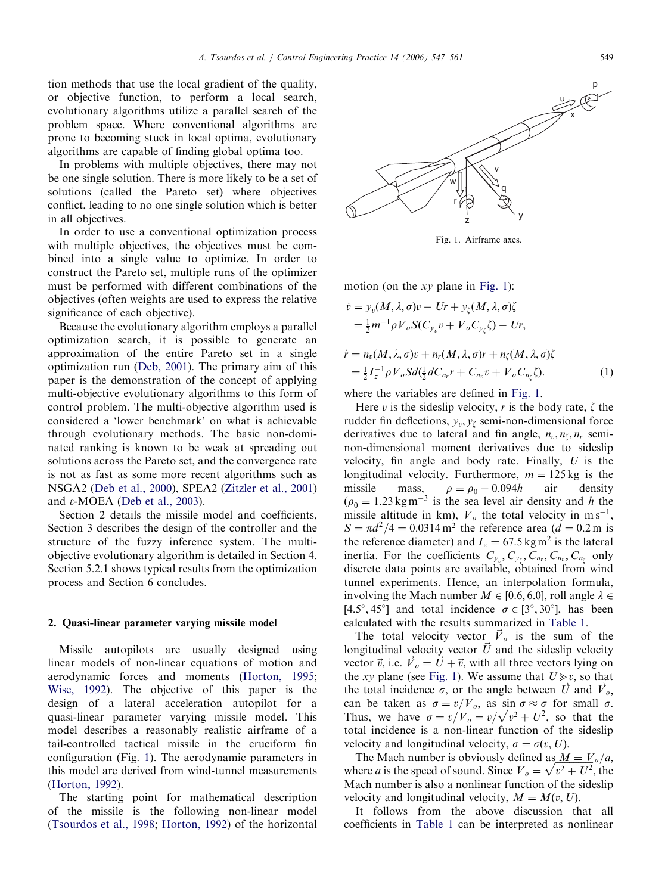tion methods that use the local gradient of the quality, or objective function, to perform a local search, evolutionary algorithms utilize a parallel search of the problem space. Where conventional algorithms are prone to becoming stuck in local optima, evolutionary algorithms are capable of finding global optima too.

In problems with multiple objectives, there may not be one single solution. There is more likely to be a set of solutions (called the Pareto set) where objectives conflict, leading to no one single solution which is better in all objectives.

In order to use a conventional optimization process with multiple objectives, the objectives must be combined into a single value to optimize. In order to construct the Pareto set, multiple runs of the optimizer must be performed with different combinations of the objectives (often weights are used to express the relative significance of each objective).

Because the evolutionary algorithm employs a parallel optimization search, it is possible to generate an approximation of the entire Pareto set in a single optimization run (Deb, 2001). The primary aim of this paper is the demonstration of the concept of applying multi-objective evolutionary algorithms to this form of control problem. The multi-objective algorithm used is considered a 'lower benchmark' on what is achievable through evolutionary methods. The basic non-dominated ranking is known to be weak at spreading out solutions across the Pareto set, and the convergence rate is not as fast as some more recent algorithms such as NSGA2 (Deb et al., 2000), SPEA2 (Zitzler et al., 2001) and ε-MOEA (Deb et al., 2003).

Section 2 details the missile model and coefficients, Section 3 describes the design of the controller and the structure of the fuzzy inference system. The multi-objective evolutionary algorithm is detailed in Section 4. Section 5.2.1 shows typical results from the optimization process and Section 6 concludes.

## 2. Quasi-linear parameter varying missile model

Missile autopilots are usually designed using linear models of non-linear equations of motion and aerodynamic forces and moments (Horton, 1995; Wise, 1992). The objective of this paper is the design of a lateral acceleration autopilot for a quasi-linear parameter varying missile model. This model describes a reasonably realistic airframe of a tail-controlled tactical missile in the cruciform fin configuration (Fig. 1). The aerodynamic parameters in this model are derived from wind-tunnel measurements (Horton, 1992).

The starting point for mathematical description of the missile is the following non-linear model (Tsourdos et al., 1998; Horton, 1992) of the horizontal

Fig. 1. Airframe axes.

motion (on the $xy$ plane in Fig. 1):

$$
\begin{aligned}
\dot{v} &= y_v(M,\lambda,\sigma)v - Ur + y_\zeta(M,\lambda,\sigma)\zeta \\
&= \tfrac{1}{2}m^{-1}\rho V_o S(C_{y_v}v + V_o C_{y_\zeta}\zeta) - Ur, \\
\dot{r} &= n_v(M,\lambda,\sigma)v + n_r(M,\lambda,\sigma)r + n_\zeta(M,\lambda,\sigma)\zeta \\
&= \tfrac{1}{2}I_z^{-1}\rho V_o Sd(\tfrac{1}{2}dC_{n_r}r + C_{n_v}v + V_o C_{n_\zeta}\zeta).
\end{aligned} \tag{1}
$$

where the variables are defined in Fig. 1.

Here $v$ is the sideslip velocity, $r$ is the body rate, $\zeta$ the rudder fin deflections, $y_v, y_\zeta$ semi-non-dimensional force derivatives due to lateral and fin angle, $n_v, n_\zeta, n_r$ semi-non-dimensional moment derivatives due to sideslip velocity, fin angle and body rate. Finally, $U$ is the longitudinal velocity. Furthermore, $m = 125\,\text{kg}$ is the missile mass, $\rho = \rho_0 - 0.094h$ air density ($\rho_0 = 1.23\,\text{kg}\,\text{m}^{-3}$ is the sea level air density and $h$ the missile altitude in km), $V_o$ the total velocity in $\text{m}\,\text{s}^{-1}$, $S = \pi d^2/4 = 0.0314\,\text{m}^2$ the reference area ($d = 0.2\,\text{m}$ is the reference diameter) and $I_z = 67.5\,\text{kg}\,\text{m}^2$ is the lateral inertia. For the coefficients $C_{y_v}, C_{y_\zeta}, C_{n_r}, C_{n_v}, C_{n_\zeta}$ only discrete data points are available, obtained from wind tunnel experiments. Hence, an interpolation formula, involving the Mach number $M \in [0.6, 6.0]$, roll angle $\lambda \in [4.5^\circ, 45^\circ]$ and total incidence $\sigma \in [3^\circ, 30^\circ]$, has been calculated with the results summarized in Table 1.

The total velocity vector $\vec{V}_o$ is the sum of the longitudinal velocity vector $\vec{U}$ and the sideslip velocity vector $\vec{v}$, i.e. $\vec{V}_o = \vec{U} + \vec{v}$, with all three vectors lying on the $xy$ plane (see Fig. 1). We assume that $U \gg v$, so that the total incidence $\sigma$, or the angle between $\vec{U}$ and $\vec{V}_o$, can be taken as $\sigma = v/V_o$, as $\sin\sigma \approx \sigma$ for small $\sigma$. Thus, we have $\sigma = v/V_o = v/\sqrt{v^2 + U^2}$, so that the total incidence is a non-linear function of the sideslip velocity and longitudinal velocity, $\sigma = \sigma(v, U)$.

The Mach number is obviously defined as $M = V_o/a$, where $a$ is the speed of sound. Since $V_o = \sqrt{v^2 + U^2}$, the Mach number is also a nonlinear function of the sideslip velocity and longitudinal velocity, $M = M(v, U)$.

It follows from the above discussion that all coefficients in Table 1 can be interpreted as nonlinear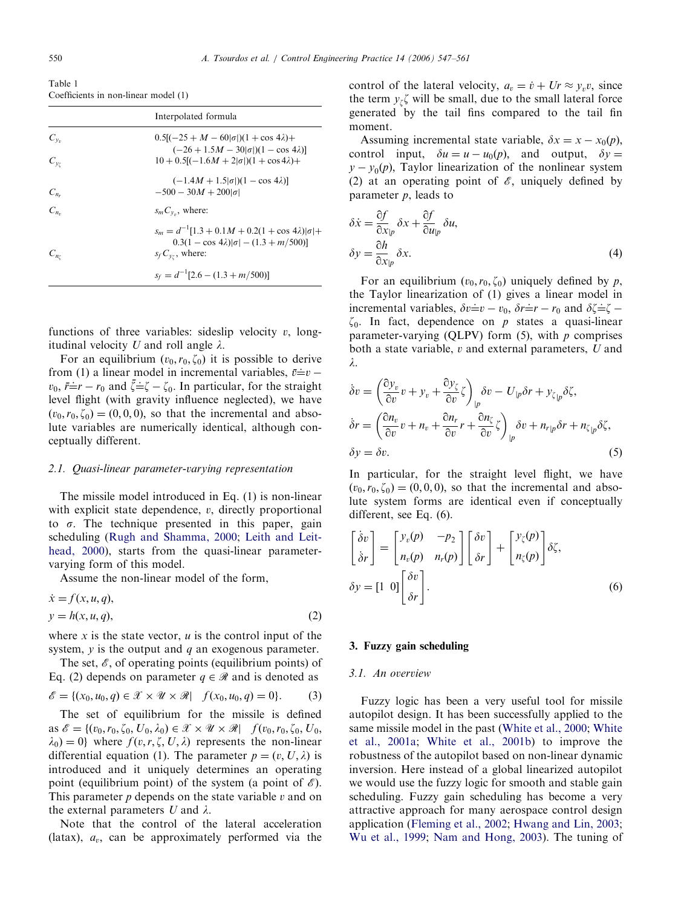Table 1
Coefficients in non-linear model (1)

| | Interpolated formula |
|---|---|
| $C_{y_v}$ | $0.5[(-25+M-60\|\sigma\|)(1+\cos 4\lambda)+(-26+1.5M-30\|\sigma\|)(1-\cos 4\lambda)]$ |
| $C_{y_\zeta}$ | $10+0.5[(-1.6M+2\|\sigma\|)(1+\cos 4\lambda)+(-1.4M+1.5\|\sigma\|)(1-\cos 4\lambda)]$ |
| $C_{n_r}$ | $-500-30M+200\|\sigma\|$ |
| $C_{n_v}$ | $s_m C_{y_v}$, where: $s_m = d^{-1}[1.3+0.1M+0.2(1+\cos 4\lambda)\|\sigma\|+0.3(1-\cos 4\lambda)\|\sigma\|-(1.3+m/500)]$ |
| $C_{n_\zeta}$ | $s_f C_{y_\zeta}$, where: $s_f = d^{-1}[2.6-(1.3+m/500)]$ |

functions of three variables: sideslip velocity $v$, longitudinal velocity $U$ and roll angle $\lambda$.

For an equilibrium $(v_0, r_0, \zeta_0)$ it is possible to derive from (1) a linear model in incremental variables, $\bar{v} \doteq v - v_0$, $\bar{r} \doteq r - r_0$ and $\bar{\zeta} \doteq \zeta - \zeta_0$. In particular, for the straight level flight (with gravity influence neglected), we have $(v_0, r_0, \zeta_0) = (0, 0, 0)$, so that the incremental and absolute variables are numerically identical, although conceptually different.

### 2.1. Quasi-linear parameter-varying representation

The missile model introduced in Eq. (1) is non-linear with explicit state dependence, $v$, directly proportional to $\sigma$. The technique presented in this paper, gain scheduling (Rugh and Shamma, 2000; Leith and Leithead, 2000), starts from the quasi-linear parameter-varying form of this model.

Assume the non-linear model of the form,

$$
\begin{aligned}
\dot{x} &= f(x, u, q), \\
y &= h(x, u, q),
\end{aligned}
\tag{2}
$$

where $x$ is the state vector, $u$ is the control input of the system, $y$ is the output and $q$ an exogenous parameter.

The set, $\mathscr{E}$, of operating points (equilibrium points) of Eq. (2) depends on parameter $q \in \mathscr{R}$ and is denoted as

$$
\mathscr{E} = \{(x_0, u_0, q) \in \mathscr{X} \times \mathscr{U} \times \mathscr{R} | \quad f(x_0, u_0, q) = 0\}. \tag{3}
$$

The set of equilibrium for the missile is defined as $\mathscr{E} = \{(v_0, r_0, \zeta_0, U_0, \lambda_0) \in \mathscr{X} \times \mathscr{U} \times \mathscr{R} | \quad f(v_0, r_0, \zeta_0, U_0, \lambda_0) = 0\}$ where $f(v, r, \zeta, U, \lambda)$ represents the non-linear differential equation (1). The parameter $p = (v, U, \lambda)$ is introduced and it uniquely determines an operating point (equilibrium point) of the system (a point of $\mathscr{E}$). This parameter $p$ depends on the state variable $v$ and on the external parameters $U$ and $\lambda$.

Note that the control of the lateral acceleration (latax), $a_v$, can be approximately performed via the control of the lateral velocity, $a_v = \dot{v} + Ur \approx y_v v$, since the term $y_\zeta \zeta$ will be small, due to the small lateral force generated by the tail fins compared to the tail fin moment.

Assuming incremental state variable, $\delta x = x - x_0(p)$, control input, $\delta u = u - u_0(p)$, and output, $\delta y = y - y_0(p)$, Taylor linearization of the nonlinear system (2) at an operating point of $\mathscr{E}$, uniquely defined by parameter $p$, leads to

$$
\begin{aligned}
\delta \dot{x} &= \frac{\partial f}{\partial x_{|p}} \delta x + \frac{\partial f}{\partial u_{|p}} \delta u, \\
\delta y &= \frac{\partial h}{\partial x_{|p}} \delta x.
\end{aligned}
\tag{4}
$$

For an equilibrium $(v_0, r_0, \zeta_0)$ uniquely defined by $p$, the Taylor linearization of (1) gives a linear model in incremental variables, $\delta v \doteq v - v_0$, $\delta r \doteq r - r_0$ and $\delta \zeta \doteq \zeta - \zeta_0$. In fact, dependence on $p$ states a quasi-linear parameter-varying (QLPV) form (5), with $p$ comprises both a state variable, $v$ and external parameters, $U$ and $\lambda$.

$$
\begin{aligned}
\delta \dot{v} &= \left( \frac{\partial y_v}{\partial v} v + y_v + \frac{\partial y_\zeta}{\partial v} \zeta \right)_{|p} \delta v - U_{|p} \delta r + y_{\zeta_{|p}} \delta \zeta, \\
\delta \dot{r} &= \left( \frac{\partial n_v}{\partial v} v + n_v + \frac{\partial n_r}{\partial v} r + \frac{\partial n_\zeta}{\partial v} \zeta \right)_{|p} \delta v + n_{r|p} \delta r + n_{\zeta_{|p}} \delta \zeta, \\
\delta y &= \delta v.
\end{aligned}
\tag{5}
$$

In particular, for the straight level flight, we have $(v_0, r_0, \zeta_0) = (0, 0, 0)$, so that the incremental and absolute system forms are identical even if conceptually different, see Eq. (6).

$$
\begin{aligned}
\begin{bmatrix} \delta \dot{v} \\ \delta \dot{r} \end{bmatrix} &= \begin{bmatrix} y_v(p) & -p_2 \\ n_v(p) & n_r(p) \end{bmatrix} \begin{bmatrix} \delta v \\ \delta r \end{bmatrix} + \begin{bmatrix} y_\zeta(p) \\ n_\zeta(p) \end{bmatrix} \delta \zeta, \\
\delta y &= [1 \;\; 0] \begin{bmatrix} \delta v \\ \delta r \end{bmatrix}.
\end{aligned}
\tag{6}
$$

## 3. Fuzzy gain scheduling

### 3.1. An overview

Fuzzy logic has been a very useful tool for missile autopilot design. It has been successfully applied to the same missile model in the past (White et al., 2000; White et al., 2001a; White et al., 2001b) to improve the robustness of the autopilot based on non-linear dynamic inversion. Here instead of a global linearized autopilot we would use the fuzzy logic for smooth and stable gain scheduling. Fuzzy gain scheduling has become a very attractive approach for many aerospace control design application (Fleming et al., 2002; Hwang and Lin, 2003; Wu et al., 1999; Nam and Hong, 2003). The tuning of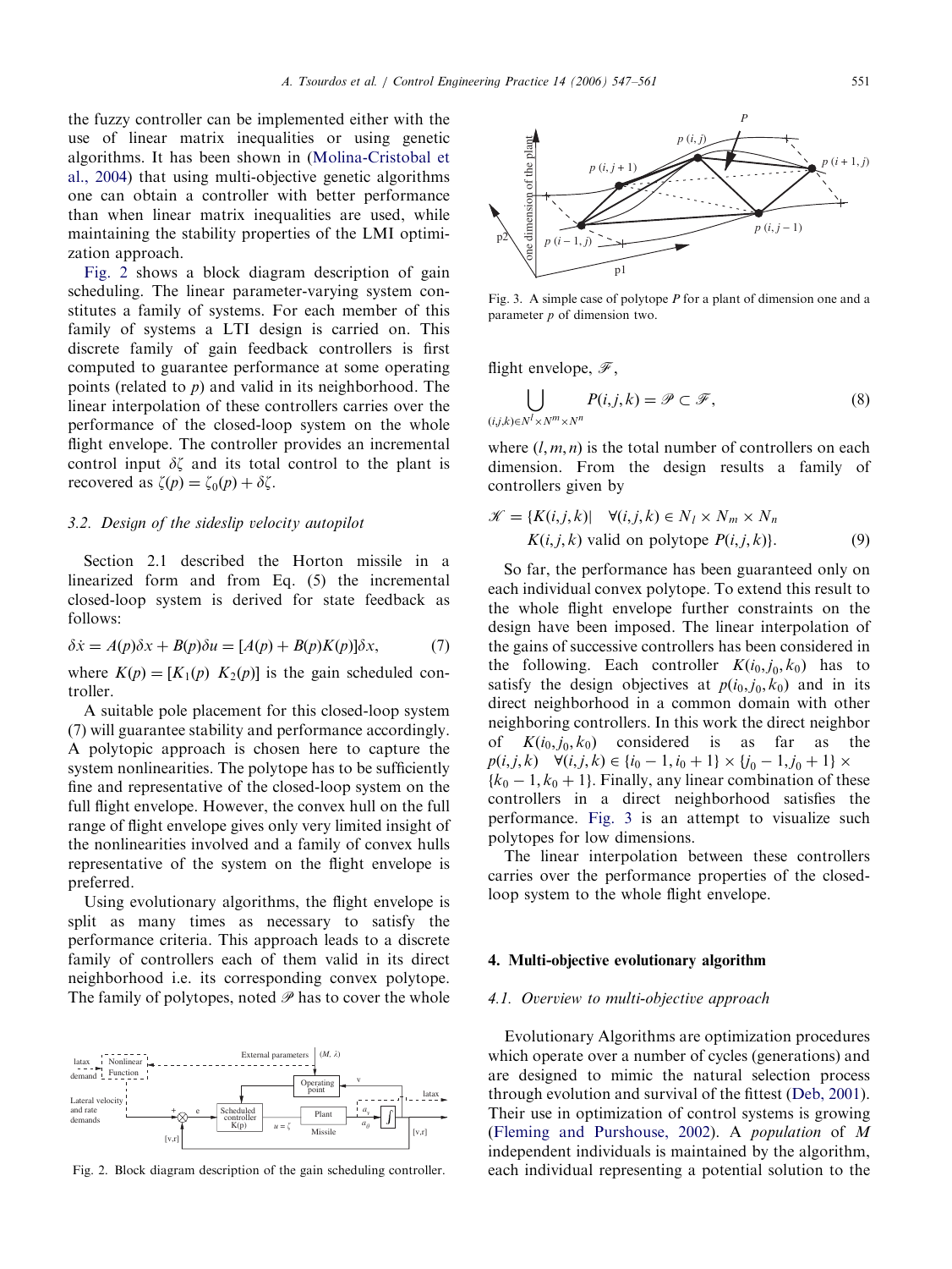the fuzzy controller can be implemented either with the use of linear matrix inequalities or using genetic algorithms. It has been shown in (Molina-Cristobal et al., 2004) that using multi-objective genetic algorithms one can obtain a controller with better performance than when linear matrix inequalities are used, while maintaining the stability properties of the LMI optimization approach.

Fig. 2 shows a block diagram description of gain scheduling. The linear parameter-varying system constitutes a family of systems. For each member of this family of systems a LTI design is carried on. This discrete family of gain feedback controllers is first computed to guarantee performance at some operating points (related to $p$) and valid in its neighborhood. The linear interpolation of these controllers carries over the performance of the closed-loop system on the whole flight envelope. The controller provides an incremental control input $\delta\zeta$ and its total control to the plant is recovered as $\zeta(p) = \zeta_0(p) + \delta\zeta$.

### 3.2. Design of the sideslip velocity autopilot

Section 2.1 described the Horton missile in a linearized form and from Eq. (5) the incremental closed-loop system is derived for state feedback as follows:

$$\delta\dot{x} = A(p)\delta x + B(p)\delta u = [A(p) + B(p)K(p)]\delta x, \tag{7}$$

where $K(p) = [K_1(p)\ K_2(p)]$ is the gain scheduled controller.

A suitable pole placement for this closed-loop system (7) will guarantee stability and performance accordingly. A polytopic approach is chosen here to capture the system nonlinearities. The polytope has to be sufficiently fine and representative of the closed-loop system on the full flight envelope. However, the convex hull on the full range of flight envelope gives only very limited insight of the nonlinearities involved and a family of convex hulls representative of the system on the flight envelope is preferred.

Using evolutionary algorithms, the flight envelope is split as many times as necessary to satisfy the performance criteria. This approach leads to a discrete family of controllers each of them valid in its direct neighborhood i.e. its corresponding convex polytope. The family of polytopes, noted $\mathscr{P}$ has to cover the whole flight envelope, $\mathscr{F}$,

$$\bigcup_{(i,j,k)\in N^l \times N^m \times N^n} P(i,j,k) = \mathscr{P} \subset \mathscr{F}, \tag{8}$$

where $(l, m, n)$ is the total number of controllers on each dimension. From the design results a family of controllers given by

$$\begin{aligned}\mathscr{K} = \{K(i,j,k)|\quad &\forall(i,j,k) \in N_l \times N_m \times N_n \\ &K(i,j,k) \text{ valid on polytope } P(i,j,k)\}.\end{aligned} \tag{9}$$

So far, the performance has been guaranteed only on each individual convex polytope. To extend this result to the whole flight envelope further constraints on the design have been imposed. The linear interpolation of the gains of successive controllers has been considered in the following. Each controller $K(i_0, j_0, k_0)$ has to satisfy the design objectives at $p(i_0, j_0, k_0)$ and in its direct neighborhood in a common domain with other neighboring controllers. In this work the direct neighbor of $K(i_0, j_0, k_0)$ considered is as far as the $p(i,j,k) \quad \forall(i,j,k) \in \{i_0 - 1, i_0 + 1\} \times \{j_0 - 1, j_0 + 1\} \times \{k_0 - 1, k_0 + 1\}$. Finally, any linear combination of these controllers in a direct neighborhood satisfies the performance. Fig. 3 is an attempt to visualize such polytopes for low dimensions.

Fig. 3. A simple case of polytope $P$ for a plant of dimension one and a parameter $p$ of dimension two.

The linear interpolation between these controllers carries over the performance properties of the closed-loop system to the whole flight envelope.

Fig. 2. Block diagram description of the gain scheduling controller.

## 4. Multi-objective evolutionary algorithm

### 4.1. Overview to multi-objective approach

Evolutionary Algorithms are optimization procedures which operate over a number of cycles (generations) and are designed to mimic the natural selection process through evolution and survival of the fittest (Deb, 2001). Their use in optimization of control systems is growing (Fleming and Purshouse, 2002). A *population* of $M$ independent individuals is maintained by the algorithm, each individual representing a potential solution to the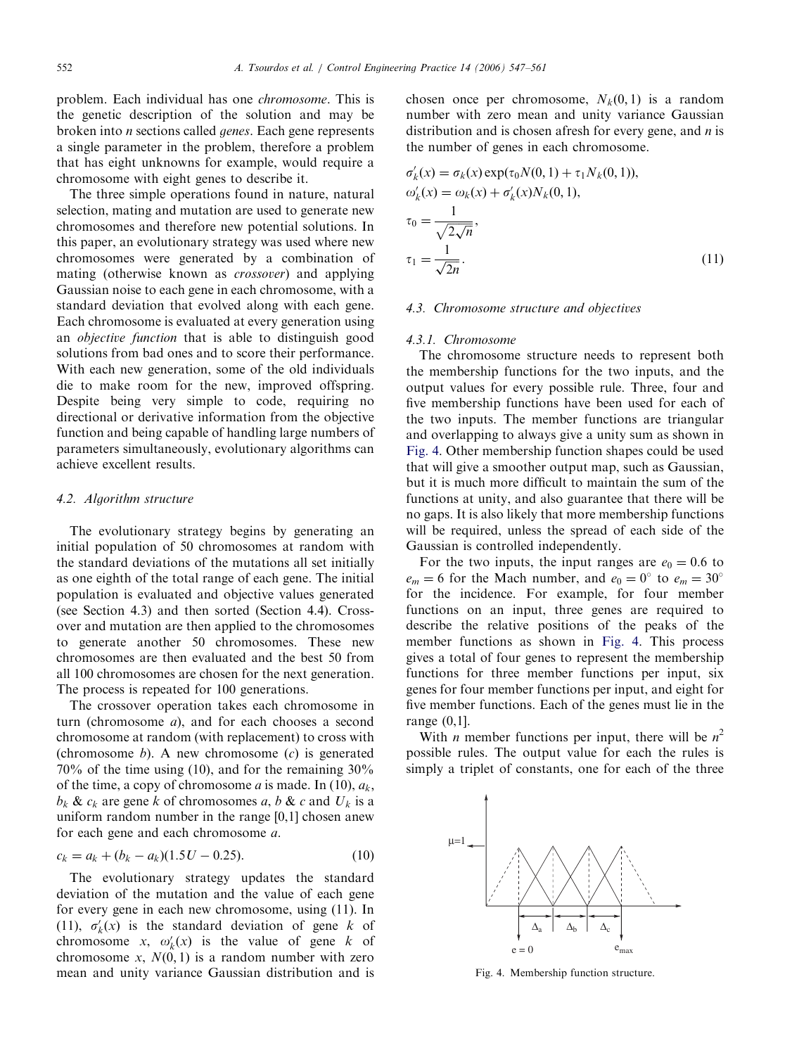problem. Each individual has one *chromosome*. This is the genetic description of the solution and may be broken into *n* sections called *genes*. Each gene represents a single parameter in the problem, therefore a problem that has eight unknowns for example, would require a chromosome with eight genes to describe it.

The three simple operations found in nature, natural selection, mating and mutation are used to generate new chromosomes and therefore new potential solutions. In this paper, an evolutionary strategy was used where new chromosomes were generated by a combination of mating (otherwise known as *crossover*) and applying Gaussian noise to each gene in each chromosome, with a standard deviation that evolved along with each gene. Each chromosome is evaluated at every generation using an *objective function* that is able to distinguish good solutions from bad ones and to score their performance. With each new generation, some of the old individuals die to make room for the new, improved offspring. Despite being very simple to code, requiring no directional or derivative information from the objective function and being capable of handling large numbers of parameters simultaneously, evolutionary algorithms can achieve excellent results.

### 4.2. Algorithm structure

The evolutionary strategy begins by generating an initial population of 50 chromosomes at random with the standard deviations of the mutations all set initially as one eighth of the total range of each gene. The initial population is evaluated and objective values generated (see Section 4.3) and then sorted (Section 4.4). Crossover and mutation are then applied to the chromosomes to generate another 50 chromosomes. These new chromosomes are then evaluated and the best 50 from all 100 chromosomes are chosen for the next generation. The process is repeated for 100 generations.

The crossover operation takes each chromosome in turn (chromosome *a*), and for each chooses a second chromosome at random (with replacement) to cross with (chromosome *b*). A new chromosome (*c*) is generated 70% of the time using (10), and for the remaining 30% of the time, a copy of chromosome *a* is made. In (10), $a_k$, $b_k$ & $c_k$ are gene *k* of chromosomes *a*, *b* & *c* and $U_k$ is a uniform random number in the range [0,1] chosen anew for each gene and each chromosome *a*.

$$c_k = a_k + (b_k - a_k)(1.5U - 0.25). \tag{10}$$

The evolutionary strategy updates the standard deviation of the mutation and the value of each gene for every gene in each new chromosome, using (11). In (11), $\sigma'_k(x)$ is the standard deviation of gene *k* of chromosome *x*, $\omega'_k(x)$ is the value of gene *k* of chromosome *x*, $N(0,1)$ is a random number with zero mean and unity variance Gaussian distribution and is chosen once per chromosome, $N_k(0,1)$ is a random number with zero mean and unity variance Gaussian distribution and is chosen afresh for every gene, and *n* is the number of genes in each chromosome.

$$\begin{aligned}
\sigma'_k(x) &= \sigma_k(x)\exp(\tau_0 N(0,1) + \tau_1 N_k(0,1)), \\
\omega'_k(x) &= \omega_k(x) + \sigma'_k(x) N_k(0,1), \\
\tau_0 &= \frac{1}{\sqrt{2\sqrt{n}}}, \\
\tau_1 &= \frac{1}{\sqrt{2n}}.
\end{aligned} \tag{11}$$

### 4.3. Chromosome structure and objectives

#### 4.3.1. Chromosome

The chromosome structure needs to represent both the membership functions for the two inputs, and the output values for every possible rule. Three, four and five membership functions have been used for each of the two inputs. The member functions are triangular and overlapping to always give a unity sum as shown in Fig. 4. Other membership function shapes could be used that will give a smoother output map, such as Gaussian, but it is much more difficult to maintain the sum of the functions at unity, and also guarantee that there will be no gaps. It is also likely that more membership functions will be required, unless the spread of each side of the Gaussian is controlled independently.

For the two inputs, the input ranges are $e_0 = 0.6$ to $e_m = 6$ for the Mach number, and $e_0 = 0^\circ$ to $e_m = 30^\circ$ for the incidence. For example, for four member functions on an input, three genes are required to describe the relative positions of the peaks of the member functions as shown in Fig. 4. This process gives a total of four genes to represent the membership functions for three member functions per input, six genes for four member functions per input, and eight for five member functions. Each of the genes must lie in the range (0,1].

With *n* member functions per input, there will be $n^2$ possible rules. The output value for each the rules is simply a triplet of constants, one for each of the three

Fig. 4. Membership function structure.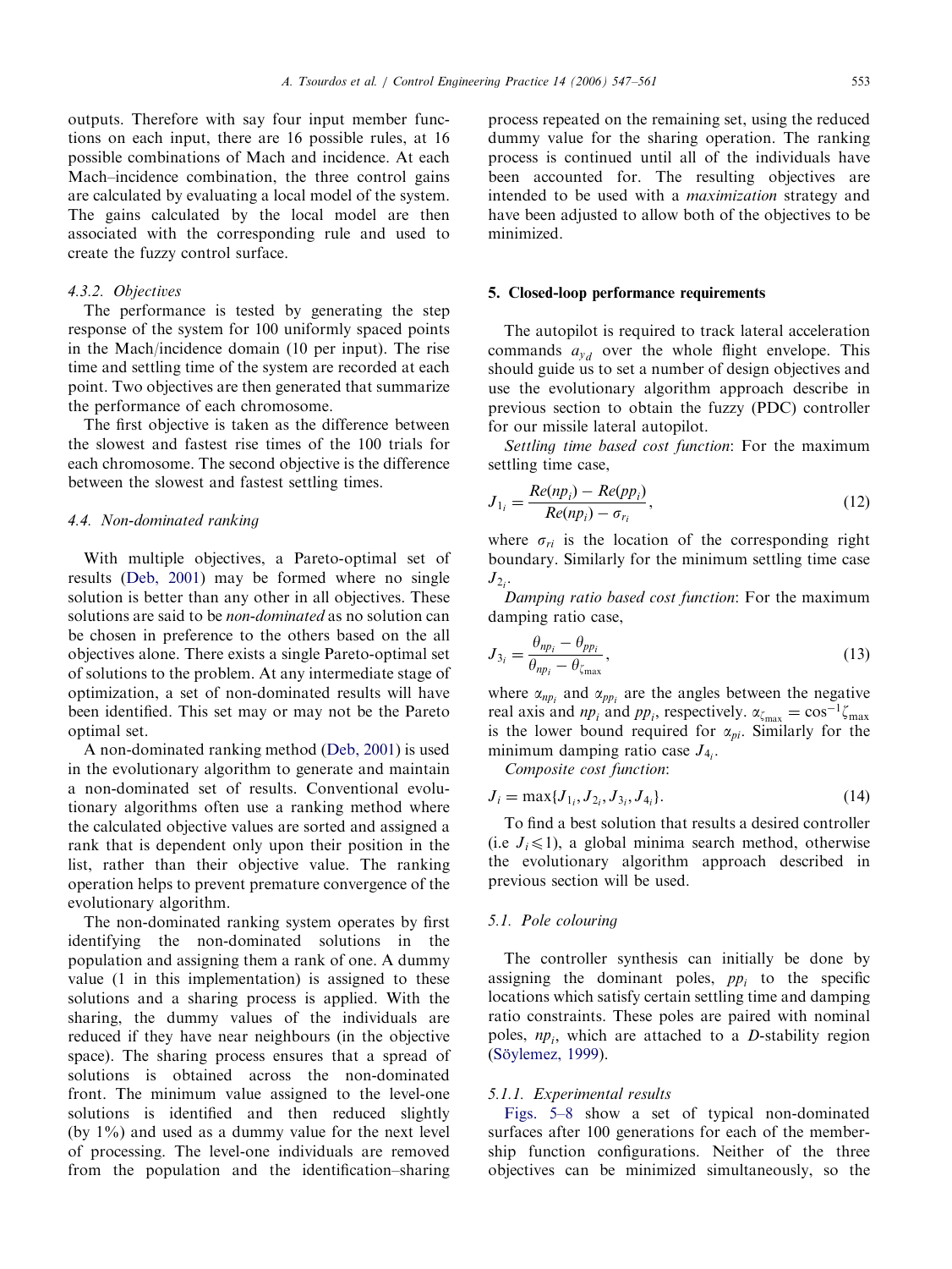outputs. Therefore with say four input member functions on each input, there are 16 possible rules, at 16 possible combinations of Mach and incidence. At each Mach–incidence combination, the three control gains are calculated by evaluating a local model of the system. The gains calculated by the local model are then associated with the corresponding rule and used to create the fuzzy control surface.

#### 4.3.2. Objectives

The performance is tested by generating the step response of the system for 100 uniformly spaced points in the Mach/incidence domain (10 per input). The rise time and settling time of the system are recorded at each point. Two objectives are then generated that summarize the performance of each chromosome.

The first objective is taken as the difference between the slowest and fastest rise times of the 100 trials for each chromosome. The second objective is the difference between the slowest and fastest settling times.

### 4.4. Non-dominated ranking

With multiple objectives, a Pareto-optimal set of results (Deb, 2001) may be formed where no single solution is better than any other in all objectives. These solutions are said to be *non-dominated* as no solution can be chosen in preference to the others based on the all objectives alone. There exists a single Pareto-optimal set of solutions to the problem. At any intermediate stage of optimization, a set of non-dominated results will have been identified. This set may or may not be the Pareto optimal set.

A non-dominated ranking method (Deb, 2001) is used in the evolutionary algorithm to generate and maintain a non-dominated set of results. Conventional evolutionary algorithms often use a ranking method where the calculated objective values are sorted and assigned a rank that is dependent only upon their position in the list, rather than their objective value. The ranking operation helps to prevent premature convergence of the evolutionary algorithm.

The non-dominated ranking system operates by first identifying the non-dominated solutions in the population and assigning them a rank of one. A dummy value (1 in this implementation) is assigned to these solutions and a sharing process is applied. With the sharing, the dummy values of the individuals are reduced if they have near neighbours (in the objective space). The sharing process ensures that a spread of solutions is obtained across the non-dominated front. The minimum value assigned to the level-one solutions is identified and then reduced slightly (by 1%) and used as a dummy value for the next level of processing. The level-one individuals are removed from the population and the identification–sharing process repeated on the remaining set, using the reduced dummy value for the sharing operation. The ranking process is continued until all of the individuals have been accounted for. The resulting objectives are intended to be used with a *maximization* strategy and have been adjusted to allow both of the objectives to be minimized.

## 5. Closed-loop performance requirements

The autopilot is required to track lateral acceleration commands $a_{y_d}$ over the whole flight envelope. This should guide us to set a number of design objectives and use the evolutionary algorithm approach describe in previous section to obtain the fuzzy (PDC) controller for our missile lateral autopilot.

*Settling time based cost function*: For the maximum settling time case,

$$J_{1_i} = \frac{Re(np_i) - Re(pp_i)}{Re(np_i) - \sigma_{r_i}}, \tag{12}$$

where $\sigma_{ri}$ is the location of the corresponding right boundary. Similarly for the minimum settling time case $J_{2_i}$.

*Damping ratio based cost function*: For the maximum damping ratio case,

$$J_{3_i} = \frac{\theta_{np_i} - \theta_{pp_i}}{\theta_{np_i} - \theta_{\zeta_{\max}}}, \tag{13}$$

where $\alpha_{np_i}$ and $\alpha_{pp_i}$ are the angles between the negative real axis and $np_i$ and $pp_i$, respectively. $\alpha_{\zeta_{\max}} = \cos^{-1}\zeta_{\max}$ is the lower bound required for $\alpha_{pi}$. Similarly for the minimum damping ratio case $J_{4_i}$.

*Composite cost function*:

$$J_i = \max\{J_{1_i}, J_{2_i}, J_{3_i}, J_{4_i}\}. \tag{14}$$

To find a best solution that results a desired controller (i.e $J_i \leqslant 1$), a global minima search method, otherwise the evolutionary algorithm approach described in previous section will be used.

### 5.1. Pole colouring

The controller synthesis can initially be done by assigning the dominant poles, $pp_i$ to the specific locations which satisfy certain settling time and damping ratio constraints. These poles are paired with nominal poles, $np_i$, which are attached to a *D*-stability region (Söylemez, 1999).

#### 5.1.1. Experimental results

Figs. 5–8 show a set of typical non-dominated surfaces after 100 generations for each of the membership function configurations. Neither of the three objectives can be minimized simultaneously, so the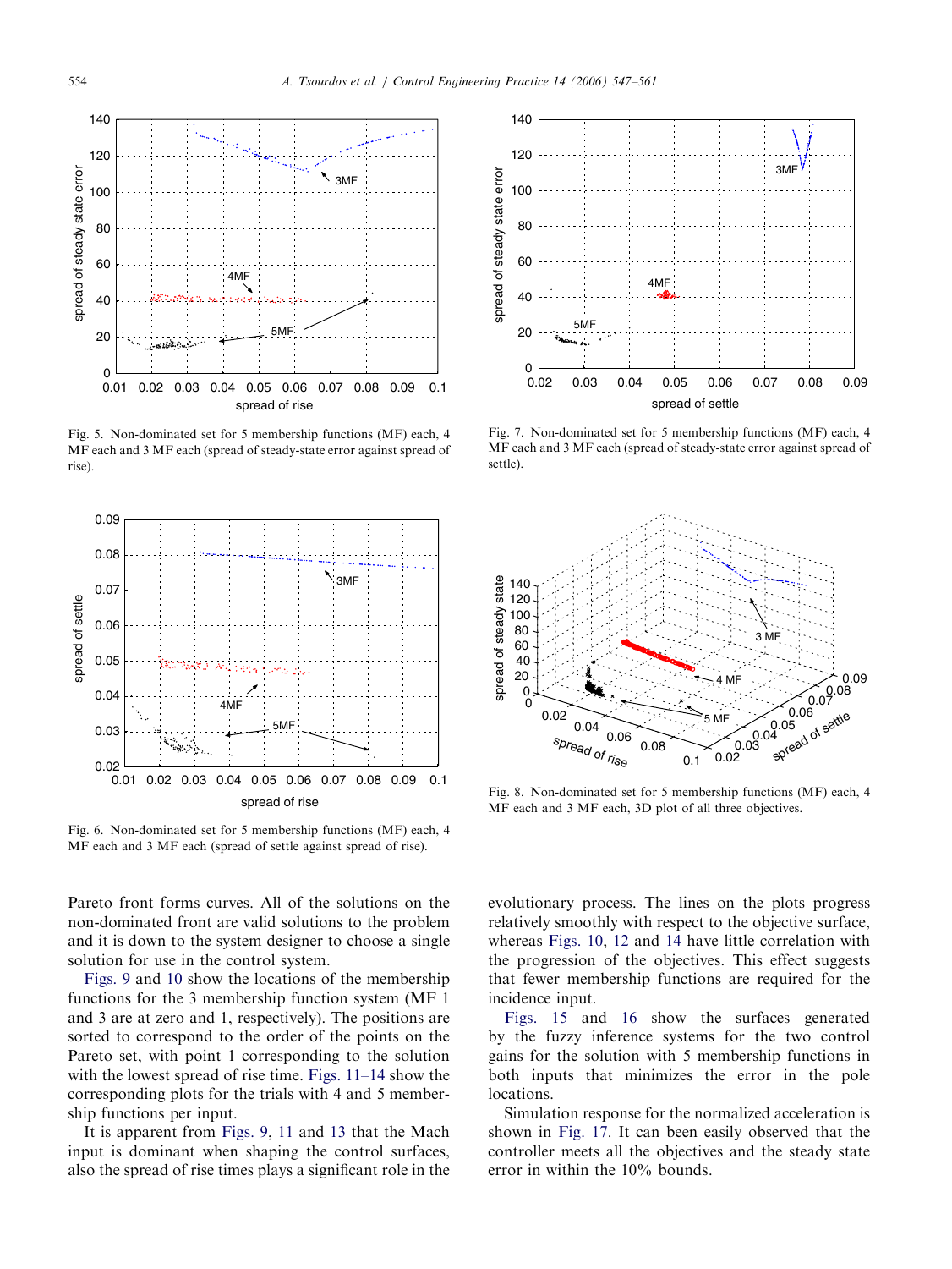Fig. 5. Non-dominated set for 5 membership functions (MF) each, 4 MF each and 3 MF each (spread of steady-state error against spread of rise).

Fig. 7. Non-dominated set for 5 membership functions (MF) each, 4 MF each and 3 MF each (spread of steady-state error against spread of settle).

Fig. 6. Non-dominated set for 5 membership functions (MF) each, 4 MF each and 3 MF each (spread of settle against spread of rise).

Fig. 8. Non-dominated set for 5 membership functions (MF) each, 4 MF each and 3 MF each, 3D plot of all three objectives.

Pareto front forms curves. All of the solutions on the non-dominated front are valid solutions to the problem and it is down to the system designer to choose a single solution for use in the control system.

Figs. 9 and 10 show the locations of the membership functions for the 3 membership function system (MF 1 and 3 are at zero and 1, respectively). The positions are sorted to correspond to the order of the points on the Pareto set, with point 1 corresponding to the solution with the lowest spread of rise time. Figs. 11–14 show the corresponding plots for the trials with 4 and 5 membership functions per input.

It is apparent from Figs. 9, 11 and 13 that the Mach input is dominant when shaping the control surfaces, also the spread of rise times plays a significant role in the evolutionary process. The lines on the plots progress relatively smoothly with respect to the objective surface, whereas Figs. 10, 12 and 14 have little correlation with the progression of the objectives. This effect suggests that fewer membership functions are required for the incidence input.

Figs. 15 and 16 show the surfaces generated by the fuzzy inference systems for the two control gains for the solution with 5 membership functions in both inputs that minimizes the error in the pole locations.

Simulation response for the normalized acceleration is shown in Fig. 17. It can been easily observed that the controller meets all the objectives and the steady state error in within the 10% bounds.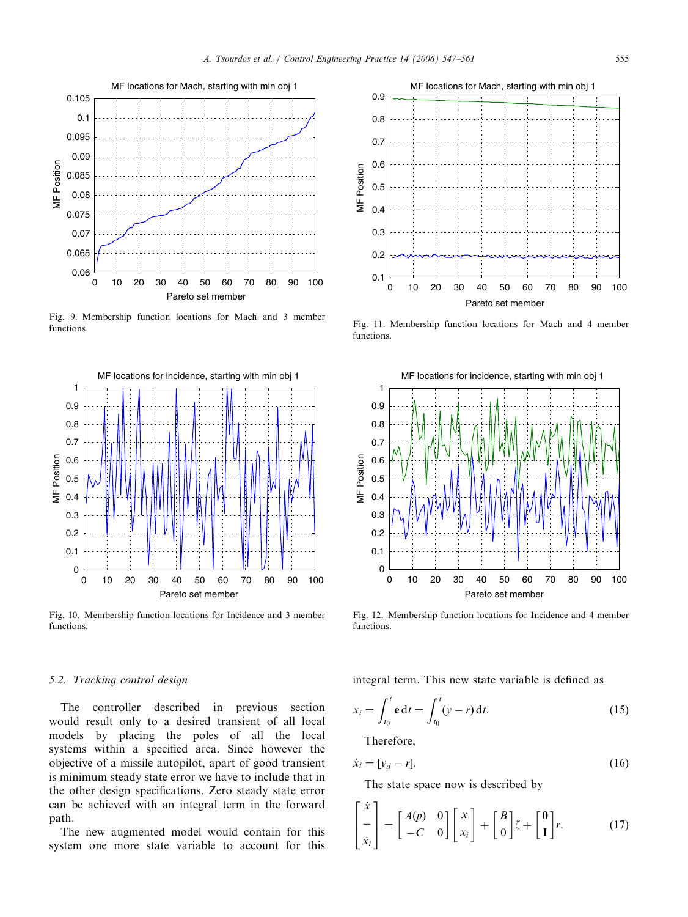Fig. 9. Membership function locations for Mach and 3 member functions.

Fig. 10. Membership function locations for Incidence and 3 member functions.

Fig. 11. Membership function locations for Mach and 4 member functions.

Fig. 12. Membership function locations for Incidence and 4 member functions.

### 5.2. Tracking control design

The controller described in previous section would result only to a desired transient of all local models by placing the poles of all the local systems within a specified area. Since however the objective of a missile autopilot, apart of good transient is minimum steady state error we have to include that in the other design specifications. Zero steady state error can be achieved with an integral term in the forward path.

The new augmented model would contain for this system one more state variable to account for this integral term. This new state variable is defined as

$$x_i = \int_{t_0}^{t} \mathbf{e}\,\mathrm{d}t = \int_{t_0}^{t} (y - r)\,\mathrm{d}t. \tag{15}$$

Therefore,

$$\dot{x}_i = [y_d - r]. \tag{16}$$

The state space now is described by

$$\begin{bmatrix} \dot{x} \\ - \\ \dot{x}_i \end{bmatrix} = \begin{bmatrix} A(p) & 0 \\ -C & 0 \end{bmatrix} \begin{bmatrix} x \\ x_i \end{bmatrix} + \begin{bmatrix} B \\ 0 \end{bmatrix} \zeta + \begin{bmatrix} \mathbf{0} \\ \mathbf{I} \end{bmatrix} r. \tag{17}$$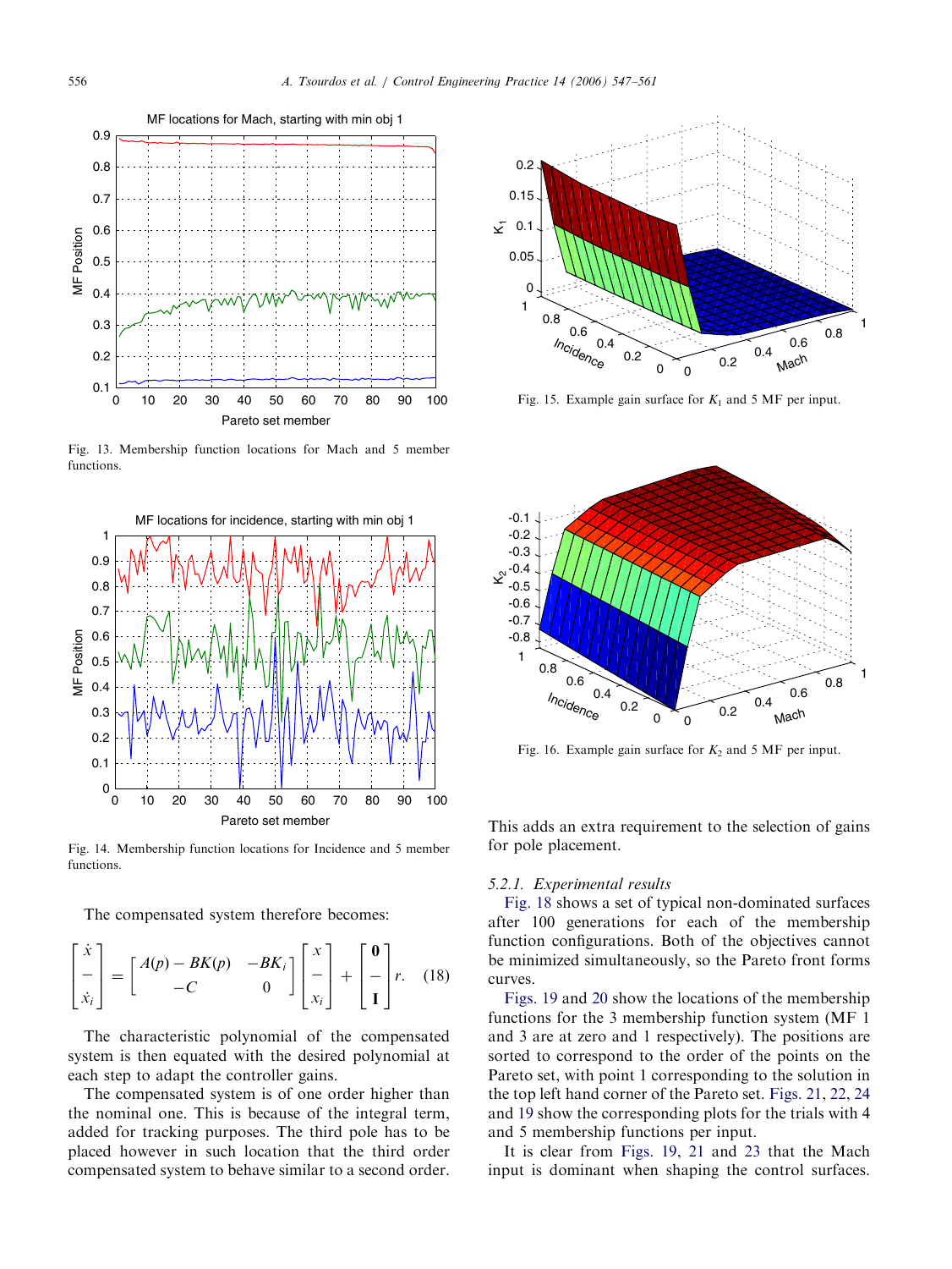Fig. 13. Membership function locations for Mach and 5 member functions.

Fig. 14. Membership function locations for Incidence and 5 member functions.

The compensated system therefore becomes:

$$\begin{bmatrix} \dot{x} \\ - \\ \dot{x}_i \end{bmatrix} = \begin{bmatrix} A(p) - BK(p) & -BK_i \\ -C & 0 \end{bmatrix} \begin{bmatrix} x \\ - \\ x_i \end{bmatrix} + \begin{bmatrix} \mathbf{0} \\ - \\ \mathbf{I} \end{bmatrix} r. \quad (18)$$

The characteristic polynomial of the compensated system is then equated with the desired polynomial at each step to adapt the controller gains.

The compensated system is of one order higher than the nominal one. This is because of the integral term, added for tracking purposes. The third pole has to be placed however in such location that the third order compensated system to behave similar to a second order.

Fig. 15. Example gain surface for $K_1$ and 5 MF per input.

Fig. 16. Example gain surface for $K_2$ and 5 MF per input.

This adds an extra requirement to the selection of gains for pole placement.

#### 5.2.1. Experimental results

Fig. 18 shows a set of typical non-dominated surfaces after 100 generations for each of the membership function configurations. Both of the objectives cannot be minimized simultaneously, so the Pareto front forms curves.

Figs. 19 and 20 show the locations of the membership functions for the 3 membership function system (MF 1 and 3 are at zero and 1 respectively). The positions are sorted to correspond to the order of the points on the Pareto set, with point 1 corresponding to the solution in the top left hand corner of the Pareto set. Figs. 21, 22, 24 and 19 show the corresponding plots for the trials with 4 and 5 membership functions per input.

It is clear from Figs. 19, 21 and 23 that the Mach input is dominant when shaping the control surfaces.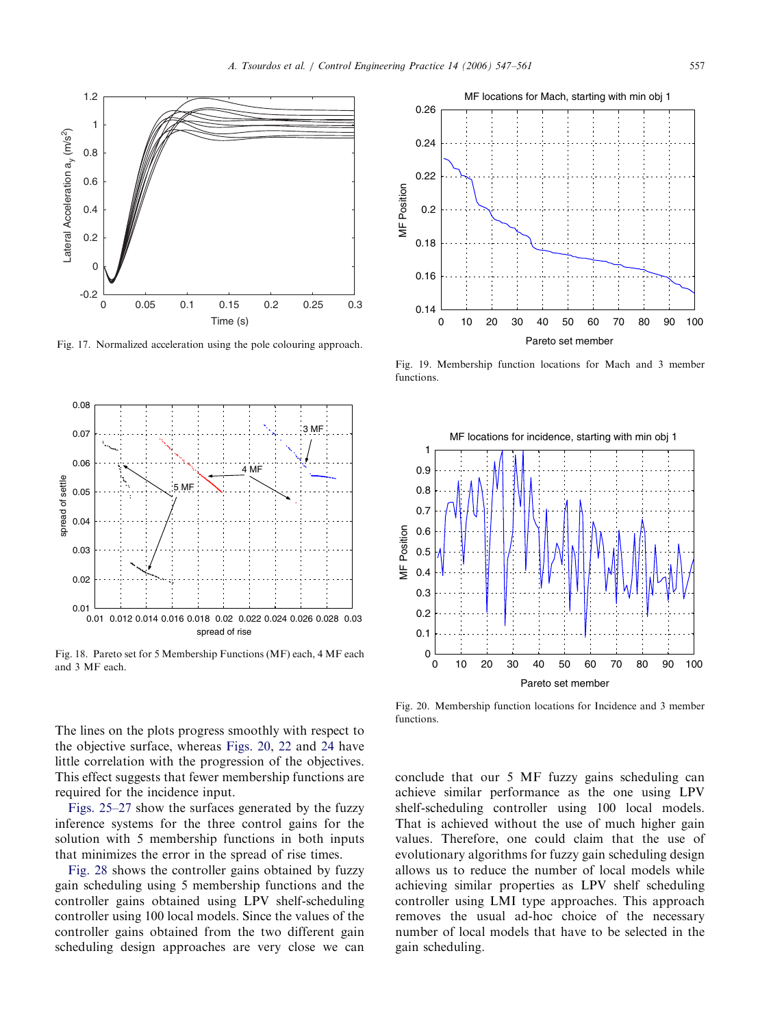Fig. 17. Normalized acceleration using the pole colouring approach.

Fig. 18. Pareto set for 5 Membership Functions (MF) each, 4 MF each and 3 MF each.

Fig. 19. Membership function locations for Mach and 3 member functions.

Fig. 20. Membership function locations for Incidence and 3 member functions.

The lines on the plots progress smoothly with respect to the objective surface, whereas Figs. 20, 22 and 24 have little correlation with the progression of the objectives. This effect suggests that fewer membership functions are required for the incidence input.

Figs. 25–27 show the surfaces generated by the fuzzy inference systems for the three control gains for the solution with 5 membership functions in both inputs that minimizes the error in the spread of rise times.

Fig. 28 shows the controller gains obtained by fuzzy gain scheduling using 5 membership functions and the controller gains obtained using LPV shelf-scheduling controller using 100 local models. Since the values of the controller gains obtained from the two different gain scheduling design approaches are very close we can conclude that our 5 MF fuzzy gains scheduling can achieve similar performance as the one using LPV shelf-scheduling controller using 100 local models. That is achieved without the use of much higher gain values. Therefore, one could claim that the use of evolutionary algorithms for fuzzy gain scheduling design allows us to reduce the number of local models while achieving similar properties as LPV shelf scheduling controller using LMI type approaches. This approach removes the usual ad-hoc choice of the necessary number of local models that have to be selected in the gain scheduling.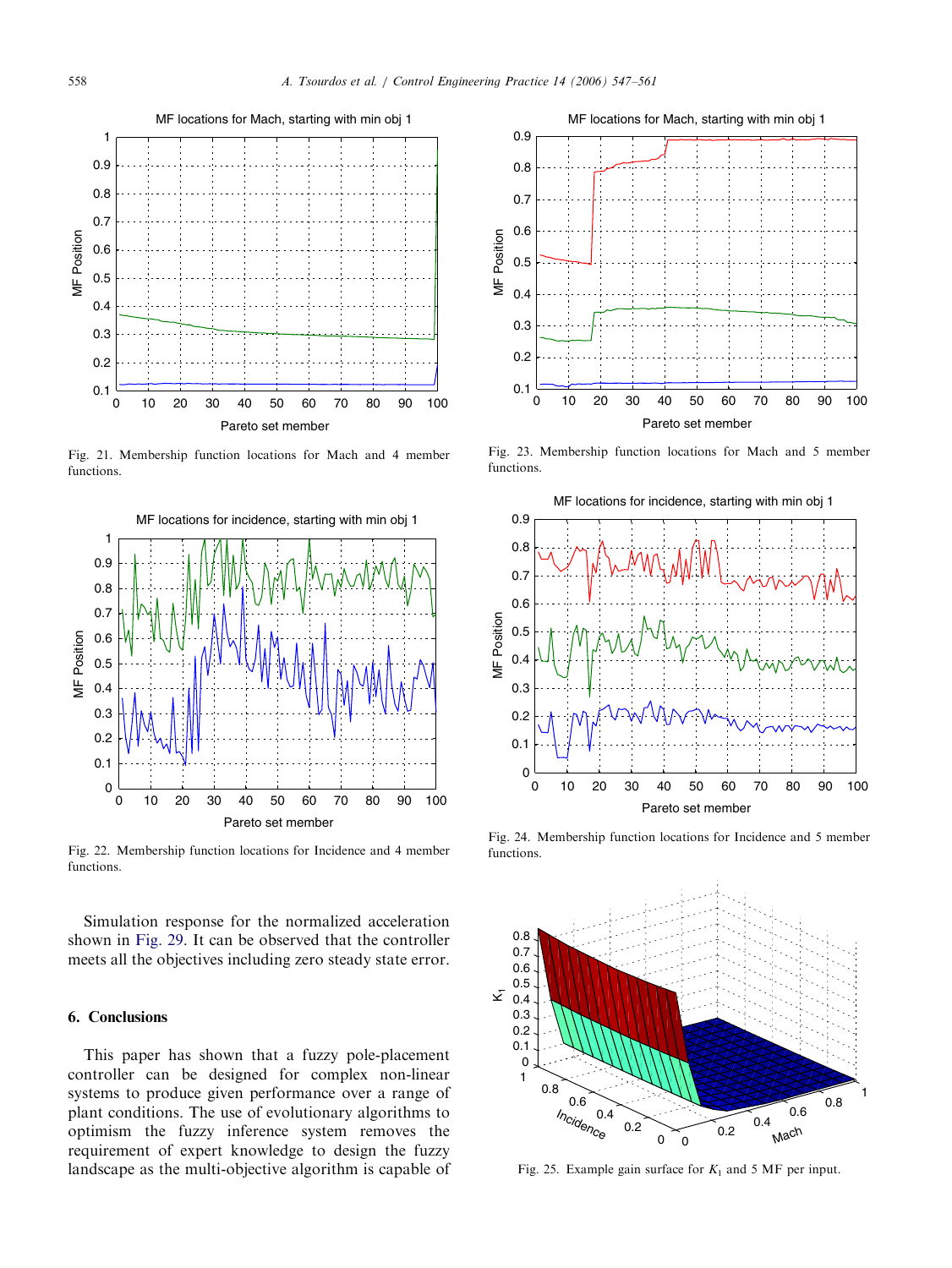Fig. 21. Membership function locations for Mach and 4 member functions.

Fig. 22. Membership function locations for Incidence and 4 member functions.

Simulation response for the normalized acceleration shown in Fig. 29. It can be observed that the controller meets all the objectives including zero steady state error.

## 6. Conclusions

This paper has shown that a fuzzy pole-placement controller can be designed for complex non-linear systems to produce given performance over a range of plant conditions. The use of evolutionary algorithms to optimism the fuzzy inference system removes the requirement of expert knowledge to design the fuzzy landscape as the multi-objective algorithm is capable of

Fig. 23. Membership function locations for Mach and 5 member functions.

Fig. 24. Membership function locations for Incidence and 5 member functions.

Fig. 25. Example gain surface for $K_1$ and 5 MF per input.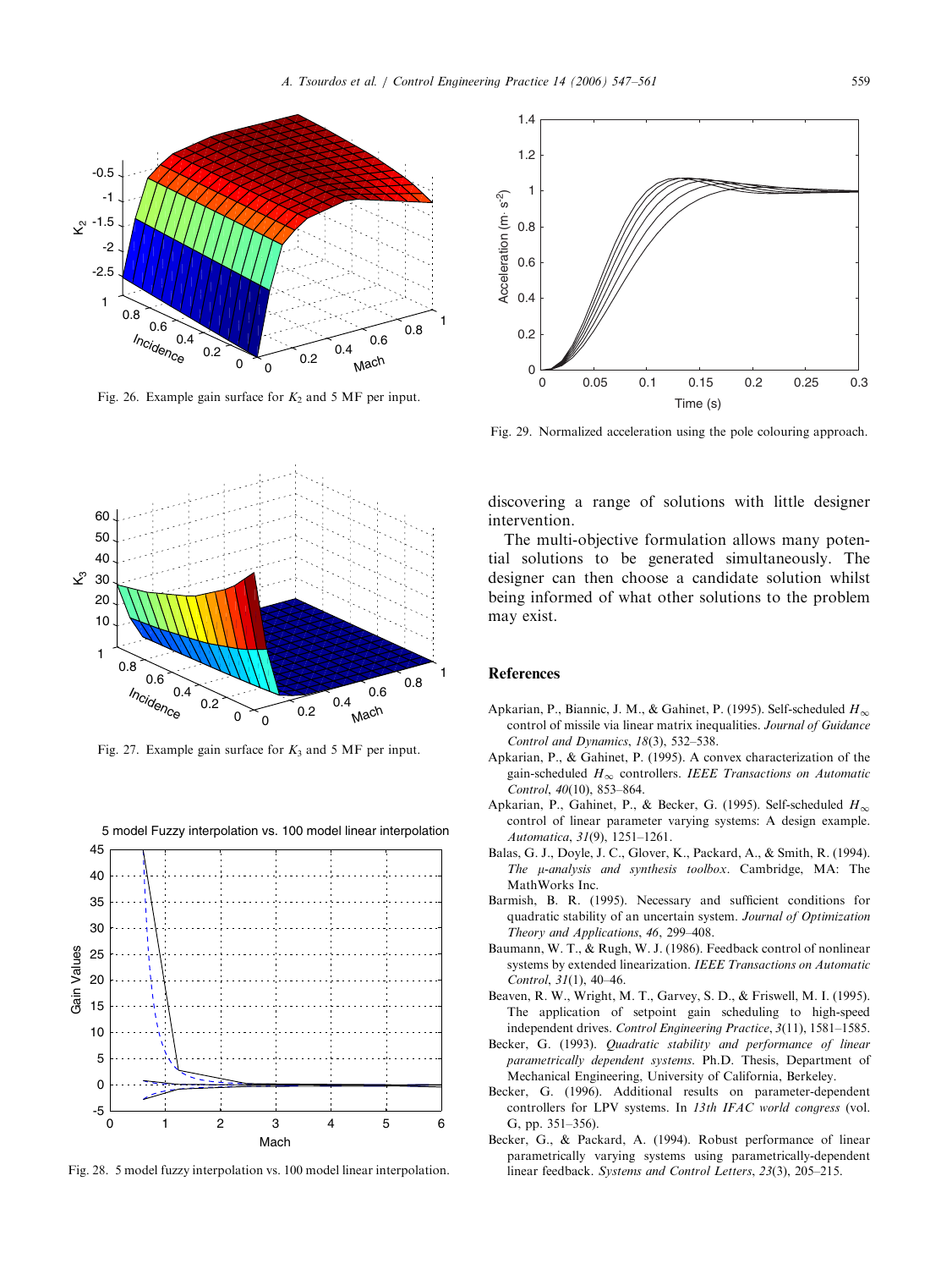Fig. 26. Example gain surface for $K_2$ and 5 MF per input.

Fig. 27. Example gain surface for $K_3$ and 5 MF per input.

Fig. 28. 5 model fuzzy interpolation vs. 100 model linear interpolation.

Fig. 29. Normalized acceleration using the pole colouring approach.

discovering a range of solutions with little designer intervention.

The multi-objective formulation allows many potential solutions to be generated simultaneously. The designer can then choose a candidate solution whilst being informed of what other solutions to the problem may exist.

## References

Apkarian, P., Biannic, J. M., & Gahinet, P. (1995). Self-scheduled $H_\infty$ control of missile via linear matrix inequalities. *Journal of Guidance Control and Dynamics*, *18*(3), 532–538.

Apkarian, P., & Gahinet, P. (1995). A convex characterization of the gain-scheduled $H_\infty$ controllers. *IEEE Transactions on Automatic Control*, *40*(10), 853–864.

Apkarian, P., Gahinet, P., & Becker, G. (1995). Self-scheduled $H_\infty$ control of linear parameter varying systems: A design example. *Automatica*, *31*(9), 1251–1261.

Balas, G. J., Doyle, J. C., Glover, K., Packard, A., & Smith, R. (1994). *The μ-analysis and synthesis toolbox*. Cambridge, MA: The MathWorks Inc.

Barmish, B. R. (1995). Necessary and sufficient conditions for quadratic stability of an uncertain system. *Journal of Optimization Theory and Applications*, *46*, 299–408.

Baumann, W. T., & Rugh, W. J. (1986). Feedback control of nonlinear systems by extended linearization. *IEEE Transactions on Automatic Control*, *31*(1), 40–46.

Beaven, R. W., Wright, M. T., Garvey, S. D., & Friswell, M. I. (1995). The application of setpoint gain scheduling to high-speed independent drives. *Control Engineering Practice*, *3*(11), 1581–1585.

Becker, G. (1993). *Quadratic stability and performance of linear parametrically dependent systems*. Ph.D. Thesis, Department of Mechanical Engineering, University of California, Berkeley.

Becker, G. (1996). Additional results on parameter-dependent controllers for LPV systems. In *13th IFAC world congress* (vol. G, pp. 351–356).

Becker, G., & Packard, A. (1994). Robust performance of linear parametrically varying systems using parametrically-dependent linear feedback. *Systems and Control Letters*, *23*(3), 205–215.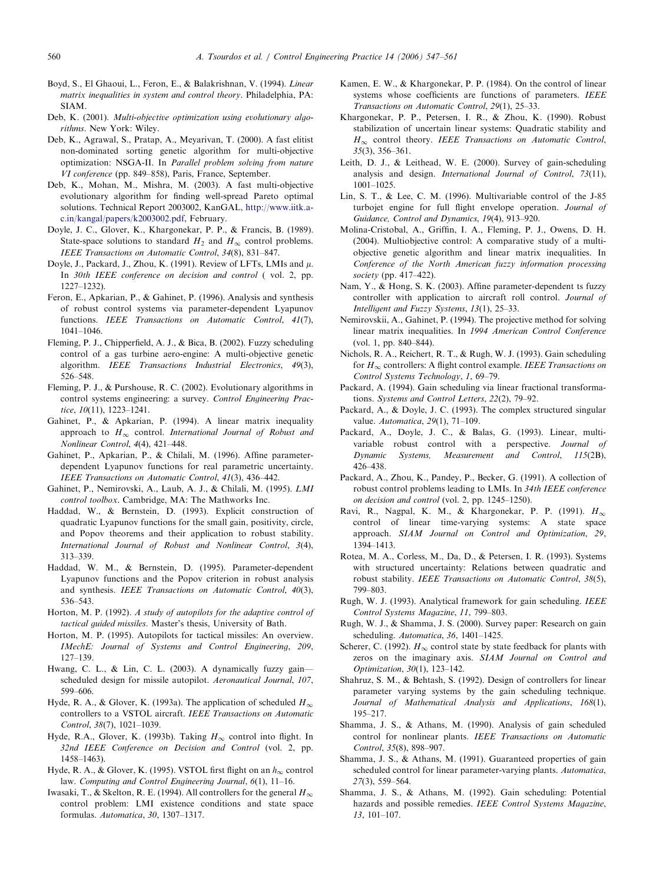Boyd, S., El Ghaoui, L., Feron, E., & Balakrishnan, V. (1994). *Linear matrix inequalities in system and control theory*. Philadelphia, PA: SIAM.

Deb, K. (2001). *Multi-objective optimization using evolutionary algorithms*. New York: Wiley.

Deb, K., Agrawal, S., Pratap, A., Meyarivan, T. (2000). A fast elitist non-dominated sorting genetic algorithm for multi-objective optimization: NSGA-II. In *Parallel problem solving from nature VI conference* (pp. 849–858), Paris, France, September.

Deb, K., Mohan, M., Mishra, M. (2003). A fast multi-objective evolutionary algorithm for finding well-spread Pareto optimal solutions. Technical Report 2003002, KanGAL, http://www.iitk.ac.in/kangal/papers/k2003002.pdf, February.

Doyle, J. C., Glover, K., Khargonekar, P. P., & Francis, B. (1989). State-space solutions to standard $H_2$ and $H_\infty$ control problems. *IEEE Transactions on Automatic Control*, *34*(8), 831–847.

Doyle, J., Packard, J., Zhou, K. (1991). Review of LFTs, LMIs and $\mu$. In *30th IEEE conference on decision and control* ( vol. 2, pp. 1227–1232).

Feron, E., Apkarian, P., & Gahinet, P. (1996). Analysis and synthesis of robust control systems via parameter-dependent Lyapunov functions. *IEEE Transactions on Automatic Control*, *41*(7), 1041–1046.

Fleming, P. J., Chipperfield, A. J., & Bica, B. (2002). Fuzzy scheduling control of a gas turbine aero-engine: A multi-objective genetic algorithm. *IEEE Transactions Industrial Electronics*, *49*(3), 526–548.

Fleming, P. J., & Purshouse, R. C. (2002). Evolutionary algorithms in control systems engineering: a survey. *Control Engineering Practice*, *10*(11), 1223–1241.

Gahinet, P., & Apkarian, P. (1994). A linear matrix inequality approach to $H_\infty$ control. *International Journal of Robust and Nonlinear Control*, *4*(4), 421–448.

Gahinet, P., Apkarian, P., & Chilali, M. (1996). Affine parameter-dependent Lyapunov functions for real parametric uncertainty. *IEEE Transactions on Automatic Control*, *41*(3), 436–442.

Gahinet, P., Nemirovski, A., Laub, A. J., & Chilali, M. (1995). *LMI control toolbox*. Cambridge, MA: The Mathworks Inc.

Haddad, W., & Bernstein, D. (1993). Explicit construction of quadratic Lyapunov functions for the small gain, positivity, circle, and Popov theorems and their application to robust stability. *International Journal of Robust and Nonlinear Control*, *3*(4), 313–339.

Haddad, W. M., & Bernstein, D. (1995). Parameter-dependent Lyapunov functions and the Popov criterion in robust analysis and synthesis. *IEEE Transactions on Automatic Control*, *40*(3), 536–543.

Horton, M. P. (1992). *A study of autopilots for the adaptive control of tactical guided missiles*. Master's thesis, University of Bath.

Horton, M. P. (1995). Autopilots for tactical missiles: An overview. *IMechE: Journal of Systems and Control Engineering*, *209*, 127–139.

Hwang, C. L., & Lin, C. L. (2003). A dynamically fuzzy gain—scheduled design for missile autopilot. *Aeronautical Journal*, *107*, 599–606.

Hyde, R. A., & Glover, K. (1993a). The application of scheduled $H_\infty$ controllers to a VSTOL aircraft. *IEEE Transactions on Automatic Control*, *38*(7), 1021–1039.

Hyde, R.A., Glover, K. (1993b). Taking $H_\infty$ control into flight. In *32nd IEEE Conference on Decision and Control* (vol. 2, pp. 1458–1463).

Hyde, R. A., & Glover, K. (1995). VSTOL first flight on an $h_\infty$ control law. *Computing and Control Engineering Journal*, *6*(1), 11–16.

Iwasaki, T., & Skelton, R. E. (1994). All controllers for the general $H_\infty$ control problem: LMI existence conditions and state space formulas. *Automatica*, *30*, 1307–1317.

Kamen, E. W., & Khargonekar, P. P. (1984). On the control of linear systems whose coefficients are functions of parameters. *IEEE Transactions on Automatic Control*, *29*(1), 25–33.

Khargonekar, P. P., Petersen, I. R., & Zhou, K. (1990). Robust stabilization of uncertain linear systems: Quadratic stability and $H_\infty$ control theory. *IEEE Transactions on Automatic Control*, *35*(3), 356–361.

Leith, D. J., & Leithead, W. E. (2000). Survey of gain-scheduling analysis and design. *International Journal of Control*, *73*(11), 1001–1025.

Lin, S. T., & Lee, C. M. (1996). Multivariable control of the J-85 turbojet engine for full flight envelope operation. *Journal of Guidance, Control and Dynamics*, *19*(4), 913–920.

Molina-Cristobal, A., Griffin, I. A., Fleming, P. J., Owens, D. H. (2004). Multiobjective control: A comparative study of a multi-objective genetic algorithm and linear matrix inequalities. In *Conference of the North American fuzzy information processing society* (pp. 417–422).

Nam, Y., & Hong, S. K. (2003). Affine parameter-dependent ts fuzzy controller with application to aircraft roll control. *Journal of Intelligent and Fuzzy Systems*, *13*(1), 25–33.

Nemirovskii, A., Gahinet, P. (1994). The projective method for solving linear matrix inequalities. In *1994 American Control Conference* (vol. 1, pp. 840–844).

Nichols, R. A., Reichert, R. T., & Rugh, W. J. (1993). Gain scheduling for $H_\infty$ controllers: A flight control example. *IEEE Transactions on Control Systems Technology*, *1*, 69–79.

Packard, A. (1994). Gain scheduling via linear fractional transformations. *Systems and Control Letters*, *22*(2), 79–92.

Packard, A., & Doyle, J. C. (1993). The complex structured singular value. *Automatica*, *29*(1), 71–109.

Packard, A., Doyle, J. C., & Balas, G. (1993). Linear, multivariable robust control with a perspective. *Journal of Dynamic Systems, Measurement and Control*, *115*(2B), 426–438.

Packard, A., Zhou, K., Pandey, P., Becker, G. (1991). A collection of robust control problems leading to LMIs. In *34th IEEE conference on decision and control* (vol. 2, pp. 1245–1250).

Ravi, R., Nagpal, K. M., & Khargonekar, P. P. (1991). $H_\infty$ control of linear time-varying systems: A state space approach. *SIAM Journal on Control and Optimization*, *29*, 1394–1413.

Rotea, M. A., Corless, M., Da, D., & Petersen, I. R. (1993). Systems with structured uncertainty: Relations between quadratic and robust stability. *IEEE Transactions on Automatic Control*, *38*(5), 799–803.

Rugh, W. J. (1993). Analytical framework for gain scheduling. *IEEE Control Systems Magazine*, *11*, 799–803.

Rugh, W. J., & Shamma, J. S. (2000). Survey paper: Research on gain scheduling. *Automatica*, *36*, 1401–1425.

Scherer, C. (1992). $H_\infty$ control state by state feedback for plants with zeros on the imaginary axis. *SIAM Journal on Control and Optimization*, *30*(1), 123–142.

Shahruz, S. M., & Behtash, S. (1992). Design of controllers for linear parameter varying systems by the gain scheduling technique. *Journal of Mathematical Analysis and Applications*, *168*(1), 195–217.

Shamma, J. S., & Athans, M. (1990). Analysis of gain scheduled control for nonlinear plants. *IEEE Transactions on Automatic Control*, *35*(8), 898–907.

Shamma, J. S., & Athans, M. (1991). Guaranteed properties of gain scheduled control for linear parameter-varying plants. *Automatica*, *27*(3), 559–564.

Shamma, J. S., & Athans, M. (1992). Gain scheduling: Potential hazards and possible remedies. *IEEE Control Systems Magazine*, *13*, 101–107.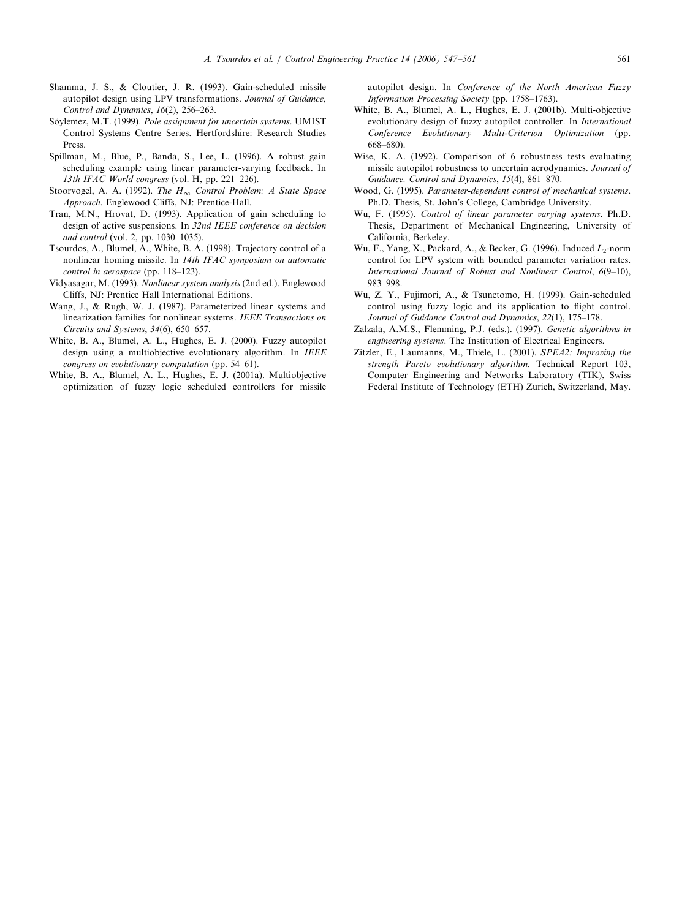Shamma, J. S., & Cloutier, J. R. (1993). Gain-scheduled missile autopilot design using LPV transformations. *Journal of Guidance, Control and Dynamics*, *16*(2), 256–263.

Söylemez, M.T. (1999). *Pole assignment for uncertain systems*. UMIST Control Systems Centre Series. Hertfordshire: Research Studies Press.

Spillman, M., Blue, P., Banda, S., Lee, L. (1996). A robust gain scheduling example using linear parameter-varying feedback. In *13th IFAC World congress* (vol. H, pp. 221–226).

Stoorvogel, A. A. (1992). *The $H_\infty$ Control Problem: A State Space Approach*. Englewood Cliffs, NJ: Prentice-Hall.

Tran, M.N., Hrovat, D. (1993). Application of gain scheduling to design of active suspensions. In *32nd IEEE conference on decision and control* (vol. 2, pp. 1030–1035).

Tsourdos, A., Blumel, A., White, B. A. (1998). Trajectory control of a nonlinear homing missile. In *14th IFAC symposium on automatic control in aerospace* (pp. 118–123).

Vidyasagar, M. (1993). *Nonlinear system analysis* (2nd ed.). Englewood Cliffs, NJ: Prentice Hall International Editions.

Wang, J., & Rugh, W. J. (1987). Parameterized linear systems and linearization families for nonlinear systems. *IEEE Transactions on Circuits and Systems*, *34*(6), 650–657.

White, B. A., Blumel, A. L., Hughes, E. J. (2000). Fuzzy autopilot design using a multiobjective evolutionary algorithm. In *IEEE congress on evolutionary computation* (pp. 54–61).

White, B. A., Blumel, A. L., Hughes, E. J. (2001a). Multiobjective optimization of fuzzy logic scheduled controllers for missile autopilot design. In *Conference of the North American Fuzzy Information Processing Society* (pp. 1758–1763).

White, B. A., Blumel, A. L., Hughes, E. J. (2001b). Multi-objective evolutionary design of fuzzy autopilot controller. In *International Conference Evolutionary Multi-Criterion Optimization* (pp. 668–680).

Wise, K. A. (1992). Comparison of 6 robustness tests evaluating missile autopilot robustness to uncertain aerodynamics. *Journal of Guidance, Control and Dynamics*, *15*(4), 861–870.

Wood, G. (1995). *Parameter-dependent control of mechanical systems*. Ph.D. Thesis, St. John's College, Cambridge University.

Wu, F. (1995). *Control of linear parameter varying systems*. Ph.D. Thesis, Department of Mechanical Engineering, University of California, Berkeley.

Wu, F., Yang, X., Packard, A., & Becker, G. (1996). Induced $L_2$-norm control for LPV system with bounded parameter variation rates. *International Journal of Robust and Nonlinear Control*, *6*(9–10), 983–998.

Wu, Z. Y., Fujimori, A., & Tsunetomo, H. (1999). Gain-scheduled control using fuzzy logic and its application to flight control. *Journal of Guidance Control and Dynamics*, *22*(1), 175–178.

Zalzala, A.M.S., Flemming, P.J. (eds.). (1997). *Genetic algorithms in engineering systems*. The Institution of Electrical Engineers.

Zitzler, E., Laumanns, M., Thiele, L. (2001). *SPEA2: Improving the strength Pareto evolutionary algorithm*. Technical Report 103, Computer Engineering and Networks Laboratory (TIK), Swiss Federal Institute of Technology (ETH) Zurich, Switzerland, May.